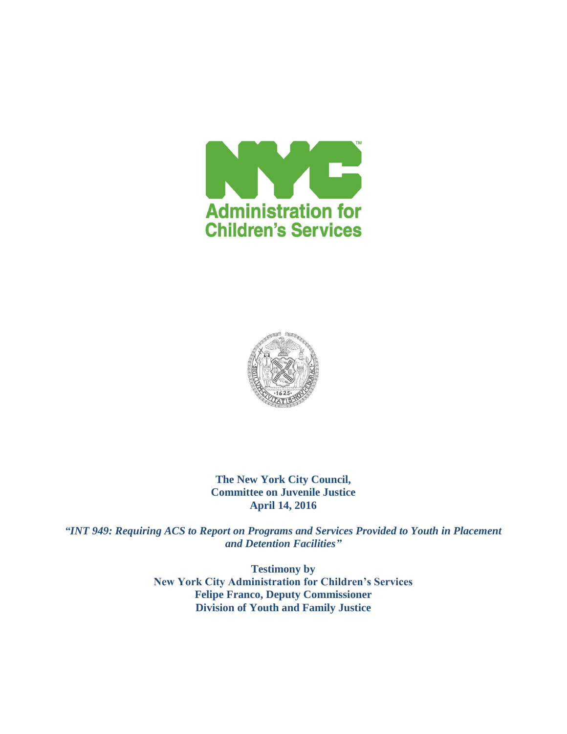**NYC Administration for Children's Services**

**The New York City Council,**
**Committee on Juvenile Justice**
**April 14, 2016**

***"INT 949: Requiring ACS to Report on Programs and Services Provided to Youth in Placement and Detention Facilities"***

**Testimony by**
**New York City Administration for Children's Services**
**Felipe Franco, Deputy Commissioner**
**Division of Youth and Family Justice**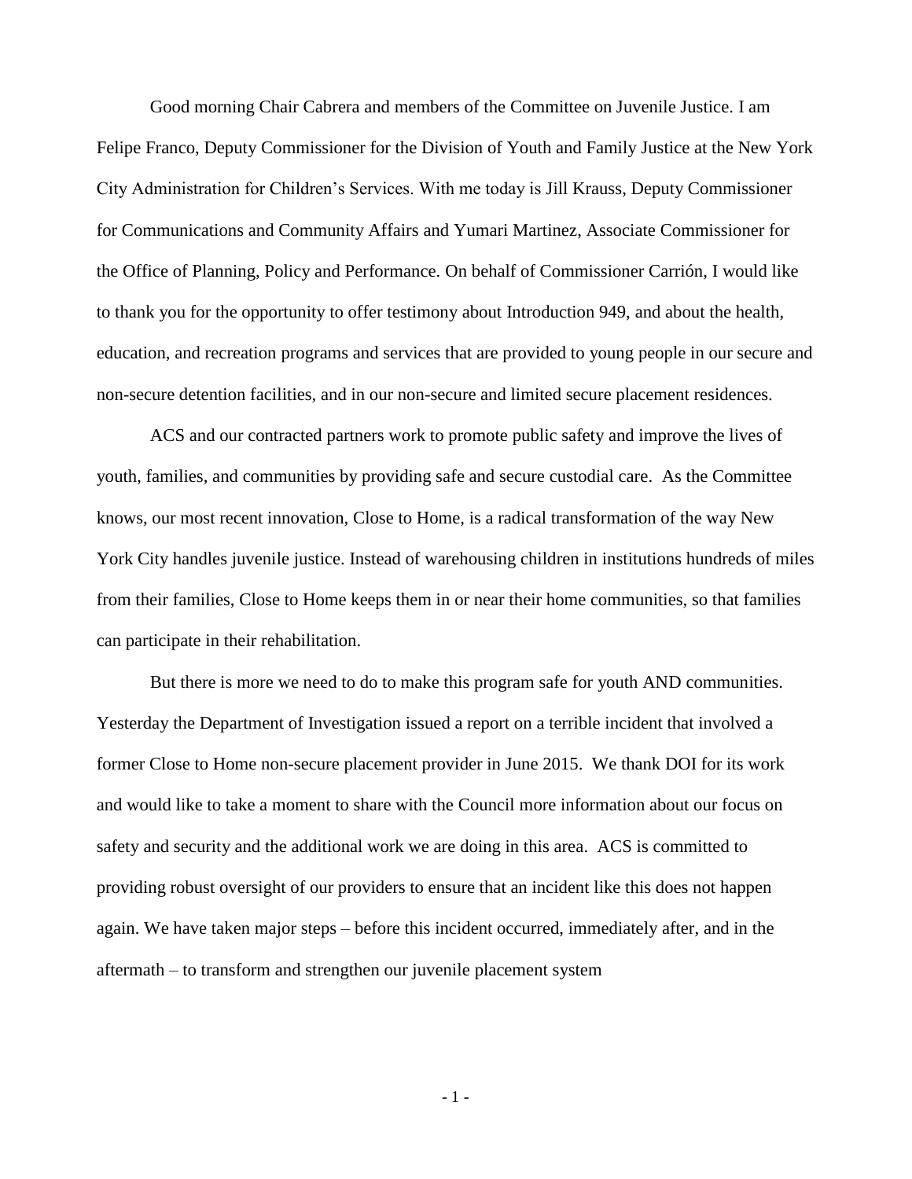Good morning Chair Cabrera and members of the Committee on Juvenile Justice. I am Felipe Franco, Deputy Commissioner for the Division of Youth and Family Justice at the New York City Administration for Children's Services. With me today is Jill Krauss, Deputy Commissioner for Communications and Community Affairs and Yumari Martinez, Associate Commissioner for the Office of Planning, Policy and Performance. On behalf of Commissioner Carrión, I would like to thank you for the opportunity to offer testimony about Introduction 949, and about the health, education, and recreation programs and services that are provided to young people in our secure and non-secure detention facilities, and in our non-secure and limited secure placement residences.

ACS and our contracted partners work to promote public safety and improve the lives of youth, families, and communities by providing safe and secure custodial care. As the Committee knows, our most recent innovation, Close to Home, is a radical transformation of the way New York City handles juvenile justice. Instead of warehousing children in institutions hundreds of miles from their families, Close to Home keeps them in or near their home communities, so that families can participate in their rehabilitation.

But there is more we need to do to make this program safe for youth AND communities. Yesterday the Department of Investigation issued a report on a terrible incident that involved a former Close to Home non-secure placement provider in June 2015. We thank DOI for its work and would like to take a moment to share with the Council more information about our focus on safety and security and the additional work we are doing in this area. ACS is committed to providing robust oversight of our providers to ensure that an incident like this does not happen again. We have taken major steps – before this incident occurred, immediately after, and in the aftermath – to transform and strengthen our juvenile placement system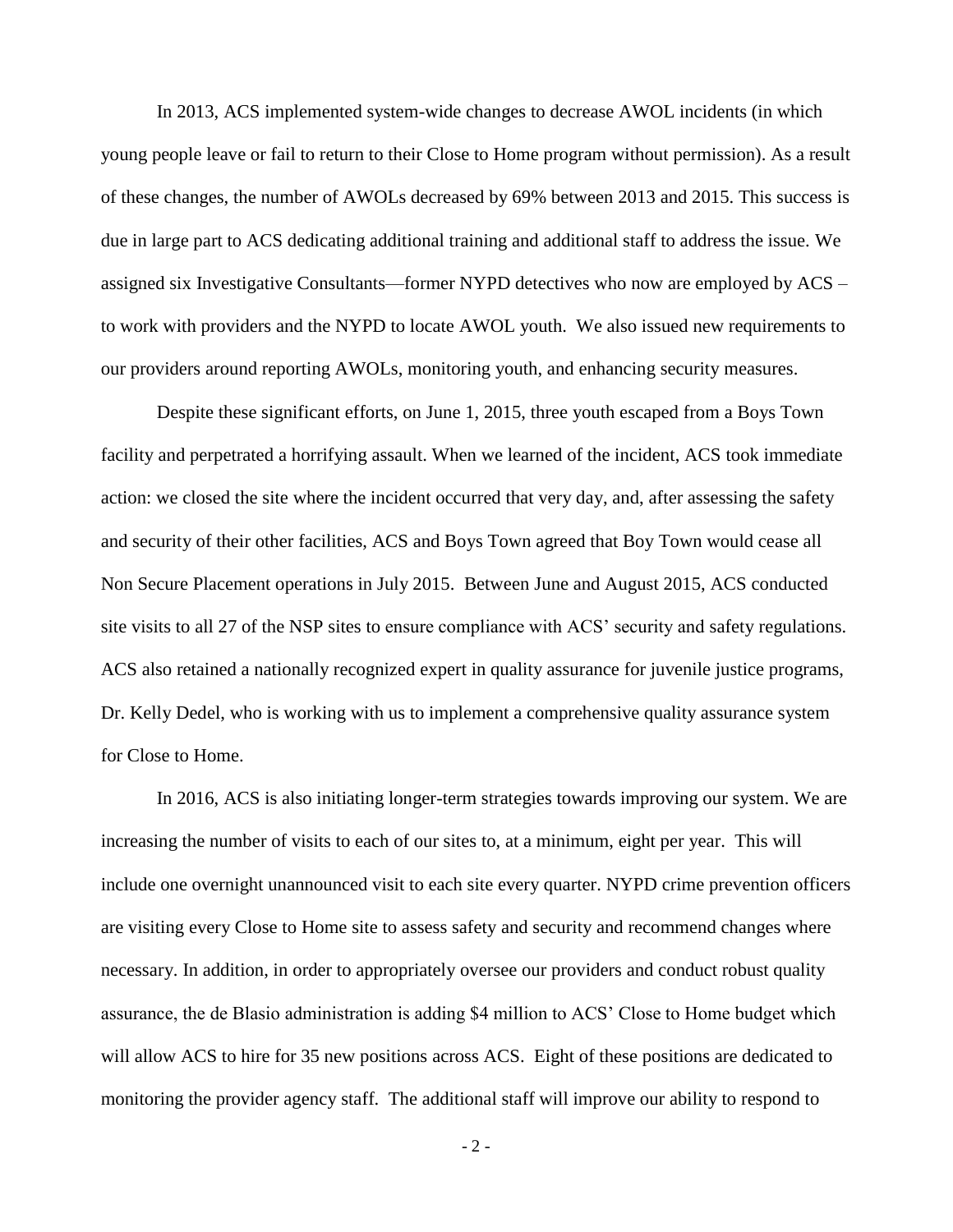In 2013, ACS implemented system-wide changes to decrease AWOL incidents (in which young people leave or fail to return to their Close to Home program without permission). As a result of these changes, the number of AWOLs decreased by 69% between 2013 and 2015. This success is due in large part to ACS dedicating additional training and additional staff to address the issue. We assigned six Investigative Consultants—former NYPD detectives who now are employed by ACS – to work with providers and the NYPD to locate AWOL youth. We also issued new requirements to our providers around reporting AWOLs, monitoring youth, and enhancing security measures.

Despite these significant efforts, on June 1, 2015, three youth escaped from a Boys Town facility and perpetrated a horrifying assault. When we learned of the incident, ACS took immediate action: we closed the site where the incident occurred that very day, and, after assessing the safety and security of their other facilities, ACS and Boys Town agreed that Boy Town would cease all Non Secure Placement operations in July 2015. Between June and August 2015, ACS conducted site visits to all 27 of the NSP sites to ensure compliance with ACS' security and safety regulations. ACS also retained a nationally recognized expert in quality assurance for juvenile justice programs, Dr. Kelly Dedel, who is working with us to implement a comprehensive quality assurance system for Close to Home.

In 2016, ACS is also initiating longer-term strategies towards improving our system. We are increasing the number of visits to each of our sites to, at a minimum, eight per year. This will include one overnight unannounced visit to each site every quarter. NYPD crime prevention officers are visiting every Close to Home site to assess safety and security and recommend changes where necessary. In addition, in order to appropriately oversee our providers and conduct robust quality assurance, the de Blasio administration is adding $4 million to ACS' Close to Home budget which will allow ACS to hire for 35 new positions across ACS. Eight of these positions are dedicated to monitoring the provider agency staff. The additional staff will improve our ability to respond to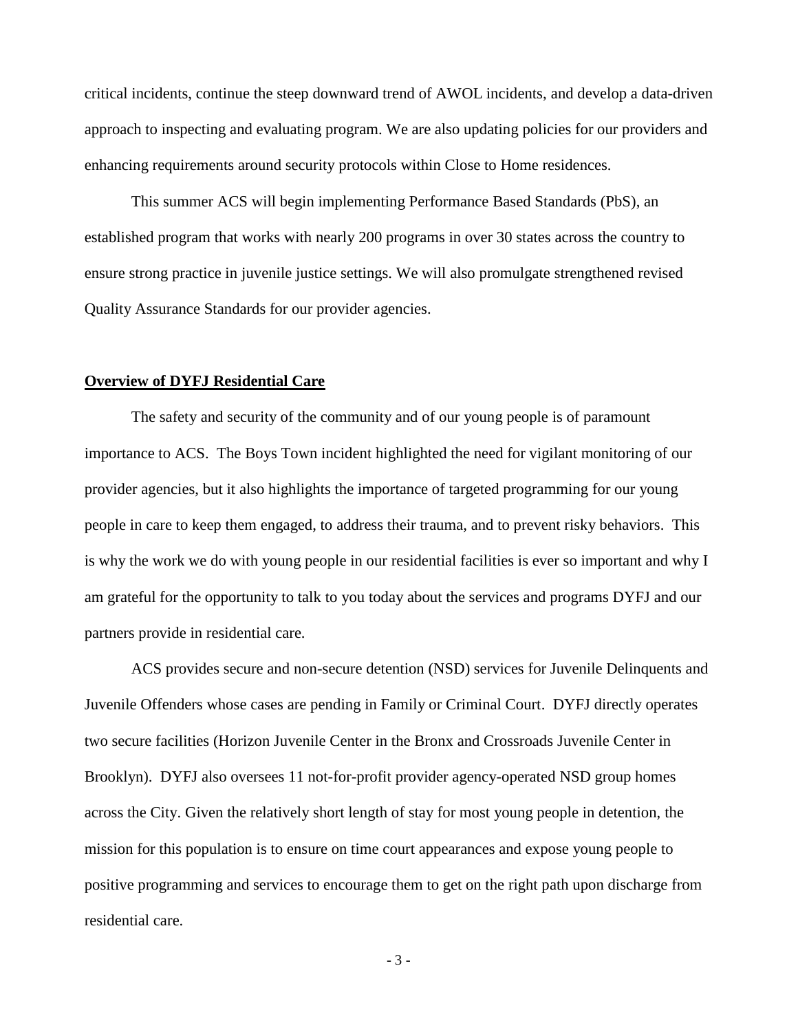critical incidents, continue the steep downward trend of AWOL incidents, and develop a data-driven approach to inspecting and evaluating program. We are also updating policies for our providers and enhancing requirements around security protocols within Close to Home residences.

This summer ACS will begin implementing Performance Based Standards (PbS), an established program that works with nearly 200 programs in over 30 states across the country to ensure strong practice in juvenile justice settings. We will also promulgate strengthened revised Quality Assurance Standards for our provider agencies.

**Overview of DYFJ Residential Care**

The safety and security of the community and of our young people is of paramount importance to ACS. The Boys Town incident highlighted the need for vigilant monitoring of our provider agencies, but it also highlights the importance of targeted programming for our young people in care to keep them engaged, to address their trauma, and to prevent risky behaviors. This is why the work we do with young people in our residential facilities is ever so important and why I am grateful for the opportunity to talk to you today about the services and programs DYFJ and our partners provide in residential care.

ACS provides secure and non-secure detention (NSD) services for Juvenile Delinquents and Juvenile Offenders whose cases are pending in Family or Criminal Court. DYFJ directly operates two secure facilities (Horizon Juvenile Center in the Bronx and Crossroads Juvenile Center in Brooklyn). DYFJ also oversees 11 not-for-profit provider agency-operated NSD group homes across the City. Given the relatively short length of stay for most young people in detention, the mission for this population is to ensure on time court appearances and expose young people to positive programming and services to encourage them to get on the right path upon discharge from residential care.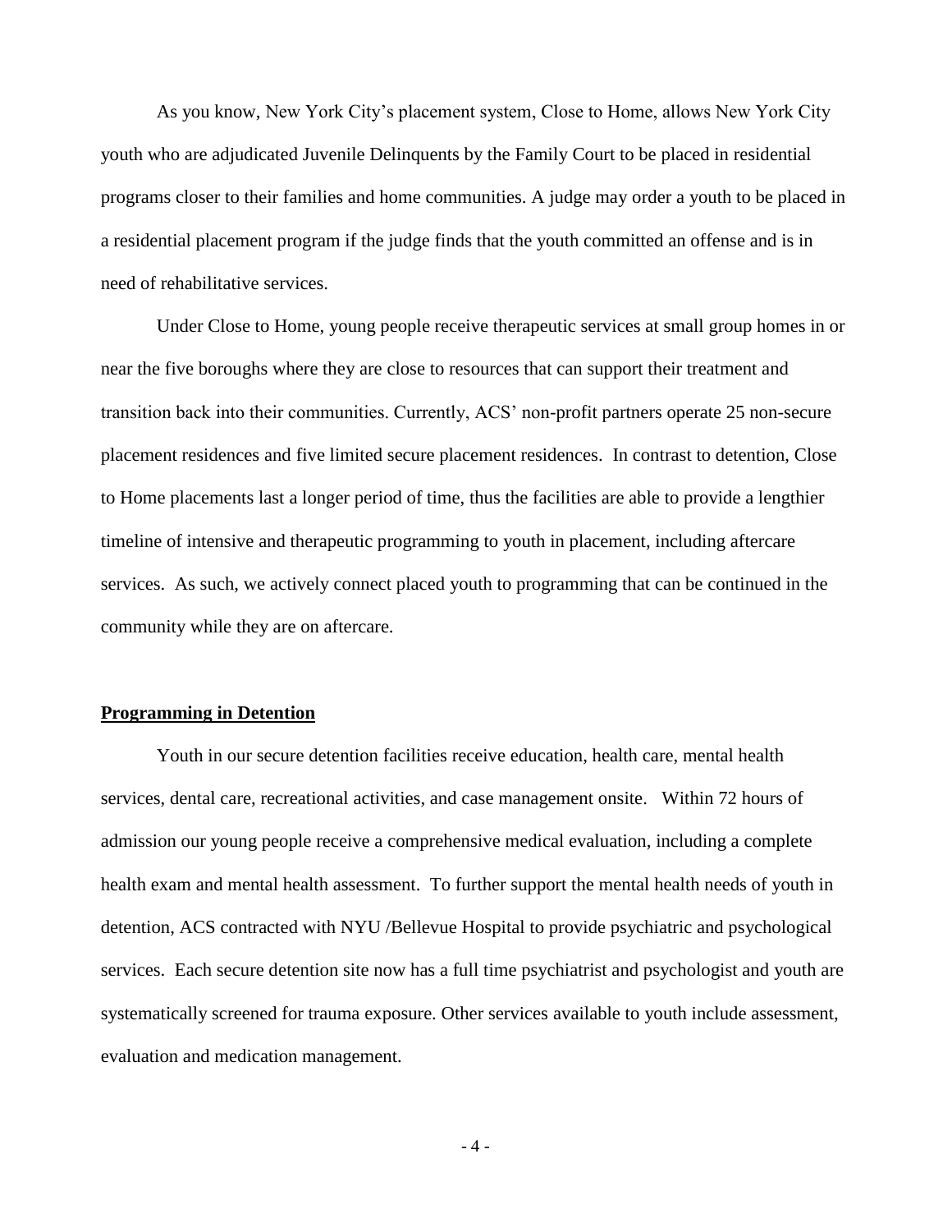As you know, New York City's placement system, Close to Home, allows New York City youth who are adjudicated Juvenile Delinquents by the Family Court to be placed in residential programs closer to their families and home communities. A judge may order a youth to be placed in a residential placement program if the judge finds that the youth committed an offense and is in need of rehabilitative services.

Under Close to Home, young people receive therapeutic services at small group homes in or near the five boroughs where they are close to resources that can support their treatment and transition back into their communities. Currently, ACS' non-profit partners operate 25 non-secure placement residences and five limited secure placement residences. In contrast to detention, Close to Home placements last a longer period of time, thus the facilities are able to provide a lengthier timeline of intensive and therapeutic programming to youth in placement, including aftercare services. As such, we actively connect placed youth to programming that can be continued in the community while they are on aftercare.

**Programming in Detention**

Youth in our secure detention facilities receive education, health care, mental health services, dental care, recreational activities, and case management onsite. Within 72 hours of admission our young people receive a comprehensive medical evaluation, including a complete health exam and mental health assessment. To further support the mental health needs of youth in detention, ACS contracted with NYU /Bellevue Hospital to provide psychiatric and psychological services. Each secure detention site now has a full time psychiatrist and psychologist and youth are systematically screened for trauma exposure. Other services available to youth include assessment, evaluation and medication management.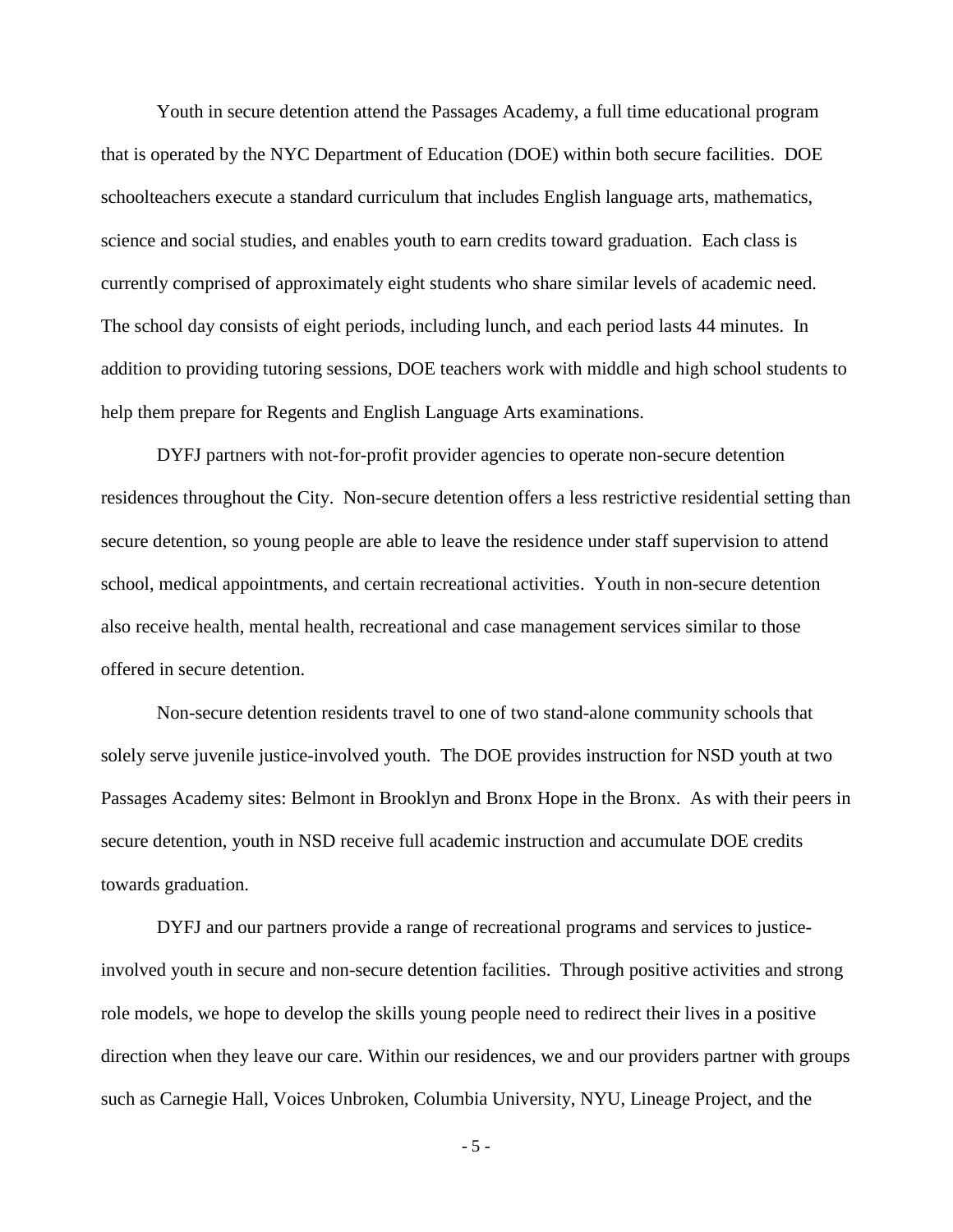Youth in secure detention attend the Passages Academy, a full time educational program that is operated by the NYC Department of Education (DOE) within both secure facilities. DOE schoolteachers execute a standard curriculum that includes English language arts, mathematics, science and social studies, and enables youth to earn credits toward graduation. Each class is currently comprised of approximately eight students who share similar levels of academic need. The school day consists of eight periods, including lunch, and each period lasts 44 minutes. In addition to providing tutoring sessions, DOE teachers work with middle and high school students to help them prepare for Regents and English Language Arts examinations.

DYFJ partners with not-for-profit provider agencies to operate non-secure detention residences throughout the City. Non-secure detention offers a less restrictive residential setting than secure detention, so young people are able to leave the residence under staff supervision to attend school, medical appointments, and certain recreational activities. Youth in non-secure detention also receive health, mental health, recreational and case management services similar to those offered in secure detention.

Non-secure detention residents travel to one of two stand-alone community schools that solely serve juvenile justice-involved youth. The DOE provides instruction for NSD youth at two Passages Academy sites: Belmont in Brooklyn and Bronx Hope in the Bronx. As with their peers in secure detention, youth in NSD receive full academic instruction and accumulate DOE credits towards graduation.

DYFJ and our partners provide a range of recreational programs and services to justice-involved youth in secure and non-secure detention facilities. Through positive activities and strong role models, we hope to develop the skills young people need to redirect their lives in a positive direction when they leave our care. Within our residences, we and our providers partner with groups such as Carnegie Hall, Voices Unbroken, Columbia University, NYU, Lineage Project, and the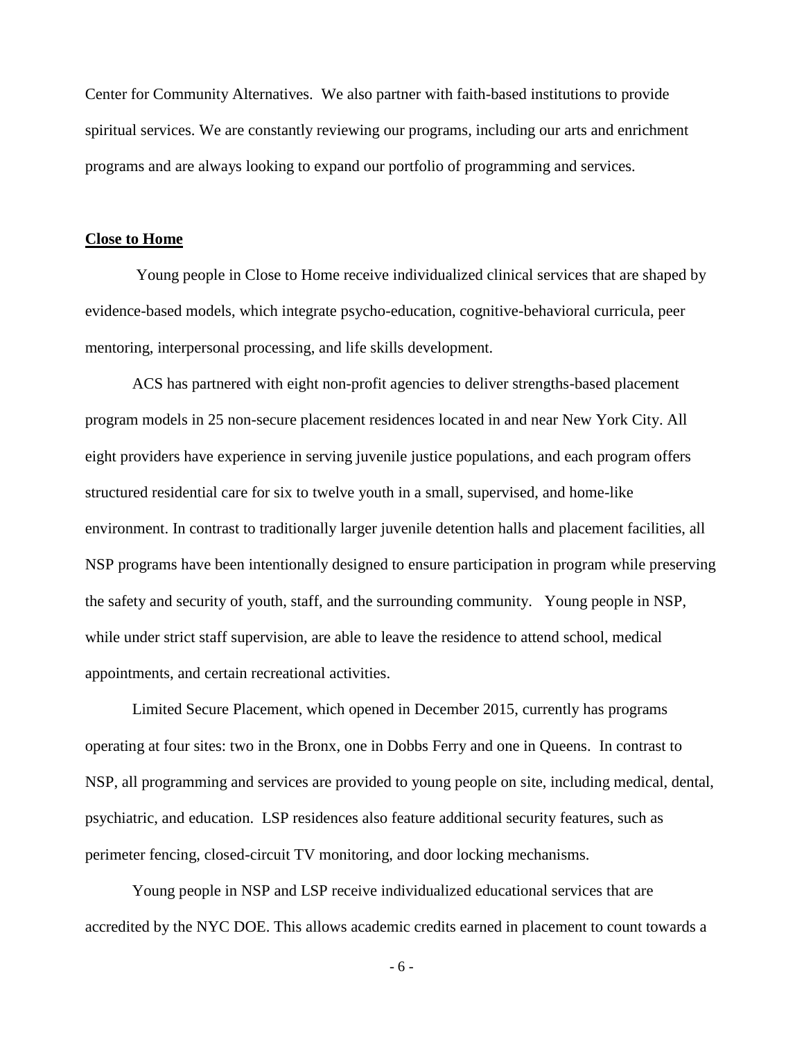Center for Community Alternatives. We also partner with faith-based institutions to provide spiritual services. We are constantly reviewing our programs, including our arts and enrichment programs and are always looking to expand our portfolio of programming and services.

**Close to Home**

Young people in Close to Home receive individualized clinical services that are shaped by evidence-based models, which integrate psycho-education, cognitive-behavioral curricula, peer mentoring, interpersonal processing, and life skills development.

ACS has partnered with eight non-profit agencies to deliver strengths-based placement program models in 25 non-secure placement residences located in and near New York City. All eight providers have experience in serving juvenile justice populations, and each program offers structured residential care for six to twelve youth in a small, supervised, and home-like environment. In contrast to traditionally larger juvenile detention halls and placement facilities, all NSP programs have been intentionally designed to ensure participation in program while preserving the safety and security of youth, staff, and the surrounding community. Young people in NSP, while under strict staff supervision, are able to leave the residence to attend school, medical appointments, and certain recreational activities.

Limited Secure Placement, which opened in December 2015, currently has programs operating at four sites: two in the Bronx, one in Dobbs Ferry and one in Queens. In contrast to NSP, all programming and services are provided to young people on site, including medical, dental, psychiatric, and education. LSP residences also feature additional security features, such as perimeter fencing, closed-circuit TV monitoring, and door locking mechanisms.

Young people in NSP and LSP receive individualized educational services that are accredited by the NYC DOE. This allows academic credits earned in placement to count towards a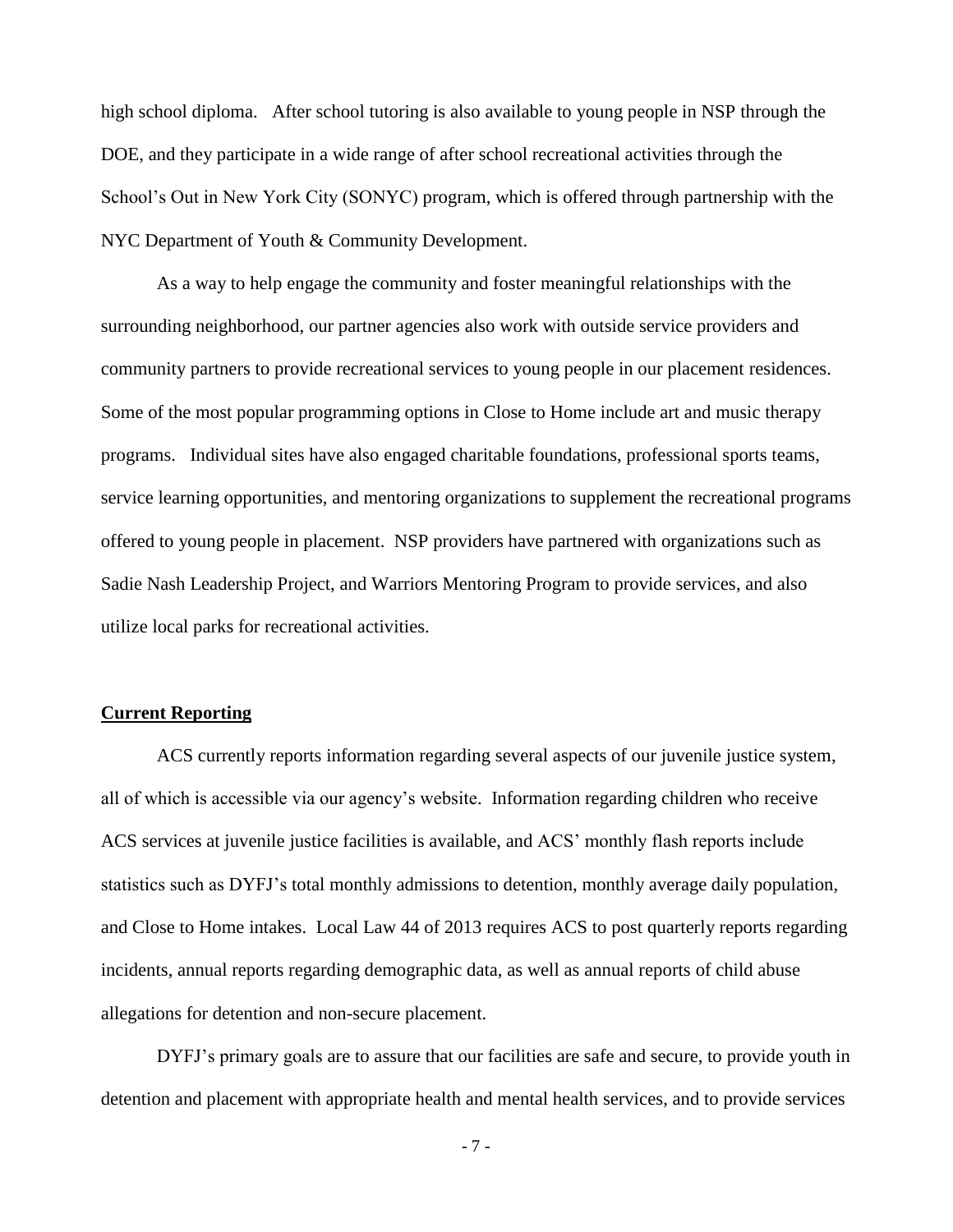high school diploma. After school tutoring is also available to young people in NSP through the DOE, and they participate in a wide range of after school recreational activities through the School's Out in New York City (SONYC) program, which is offered through partnership with the NYC Department of Youth & Community Development.

As a way to help engage the community and foster meaningful relationships with the surrounding neighborhood, our partner agencies also work with outside service providers and community partners to provide recreational services to young people in our placement residences. Some of the most popular programming options in Close to Home include art and music therapy programs. Individual sites have also engaged charitable foundations, professional sports teams, service learning opportunities, and mentoring organizations to supplement the recreational programs offered to young people in placement. NSP providers have partnered with organizations such as Sadie Nash Leadership Project, and Warriors Mentoring Program to provide services, and also utilize local parks for recreational activities.

**Current Reporting**

ACS currently reports information regarding several aspects of our juvenile justice system, all of which is accessible via our agency's website. Information regarding children who receive ACS services at juvenile justice facilities is available, and ACS' monthly flash reports include statistics such as DYFJ's total monthly admissions to detention, monthly average daily population, and Close to Home intakes. Local Law 44 of 2013 requires ACS to post quarterly reports regarding incidents, annual reports regarding demographic data, as well as annual reports of child abuse allegations for detention and non-secure placement.

DYFJ's primary goals are to assure that our facilities are safe and secure, to provide youth in detention and placement with appropriate health and mental health services, and to provide services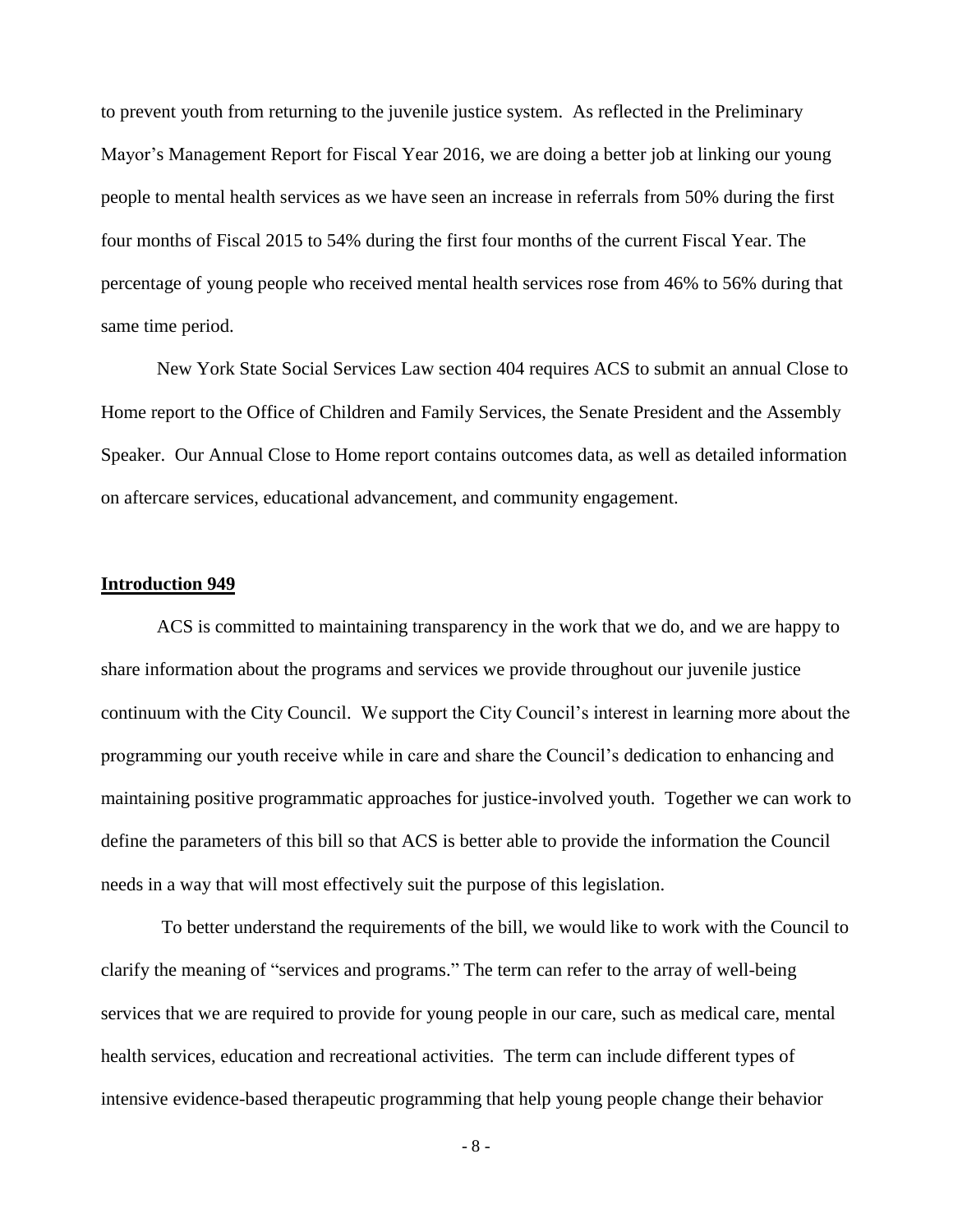to prevent youth from returning to the juvenile justice system. As reflected in the Preliminary Mayor's Management Report for Fiscal Year 2016, we are doing a better job at linking our young people to mental health services as we have seen an increase in referrals from 50% during the first four months of Fiscal 2015 to 54% during the first four months of the current Fiscal Year. The percentage of young people who received mental health services rose from 46% to 56% during that same time period.

New York State Social Services Law section 404 requires ACS to submit an annual Close to Home report to the Office of Children and Family Services, the Senate President and the Assembly Speaker. Our Annual Close to Home report contains outcomes data, as well as detailed information on aftercare services, educational advancement, and community engagement.

**Introduction 949**

ACS is committed to maintaining transparency in the work that we do, and we are happy to share information about the programs and services we provide throughout our juvenile justice continuum with the City Council. We support the City Council's interest in learning more about the programming our youth receive while in care and share the Council's dedication to enhancing and maintaining positive programmatic approaches for justice-involved youth. Together we can work to define the parameters of this bill so that ACS is better able to provide the information the Council needs in a way that will most effectively suit the purpose of this legislation.

To better understand the requirements of the bill, we would like to work with the Council to clarify the meaning of "services and programs." The term can refer to the array of well-being services that we are required to provide for young people in our care, such as medical care, mental health services, education and recreational activities. The term can include different types of intensive evidence-based therapeutic programming that help young people change their behavior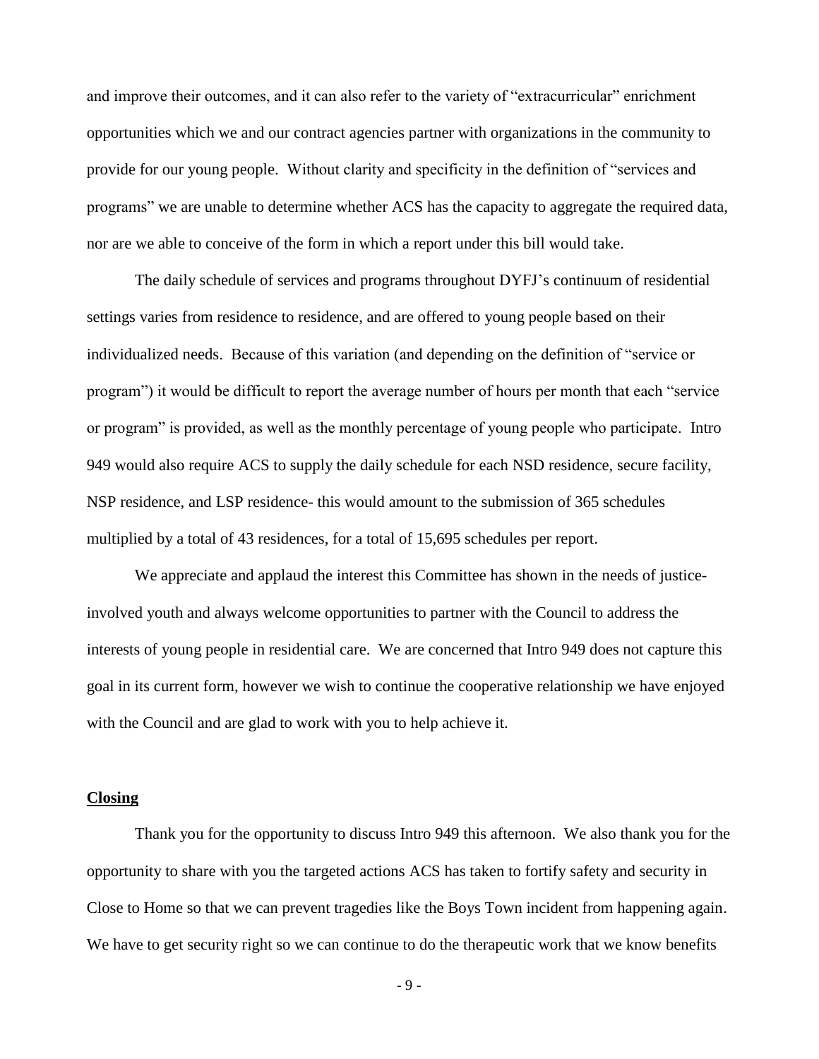and improve their outcomes, and it can also refer to the variety of "extracurricular" enrichment opportunities which we and our contract agencies partner with organizations in the community to provide for our young people. Without clarity and specificity in the definition of "services and programs" we are unable to determine whether ACS has the capacity to aggregate the required data, nor are we able to conceive of the form in which a report under this bill would take.

The daily schedule of services and programs throughout DYFJ's continuum of residential settings varies from residence to residence, and are offered to young people based on their individualized needs. Because of this variation (and depending on the definition of "service or program") it would be difficult to report the average number of hours per month that each "service or program" is provided, as well as the monthly percentage of young people who participate. Intro 949 would also require ACS to supply the daily schedule for each NSD residence, secure facility, NSP residence, and LSP residence- this would amount to the submission of 365 schedules multiplied by a total of 43 residences, for a total of 15,695 schedules per report.

We appreciate and applaud the interest this Committee has shown in the needs of justice-involved youth and always welcome opportunities to partner with the Council to address the interests of young people in residential care. We are concerned that Intro 949 does not capture this goal in its current form, however we wish to continue the cooperative relationship we have enjoyed with the Council and are glad to work with you to help achieve it.

**Closing**

Thank you for the opportunity to discuss Intro 949 this afternoon. We also thank you for the opportunity to share with you the targeted actions ACS has taken to fortify safety and security in Close to Home so that we can prevent tragedies like the Boys Town incident from happening again. We have to get security right so we can continue to do the therapeutic work that we know benefits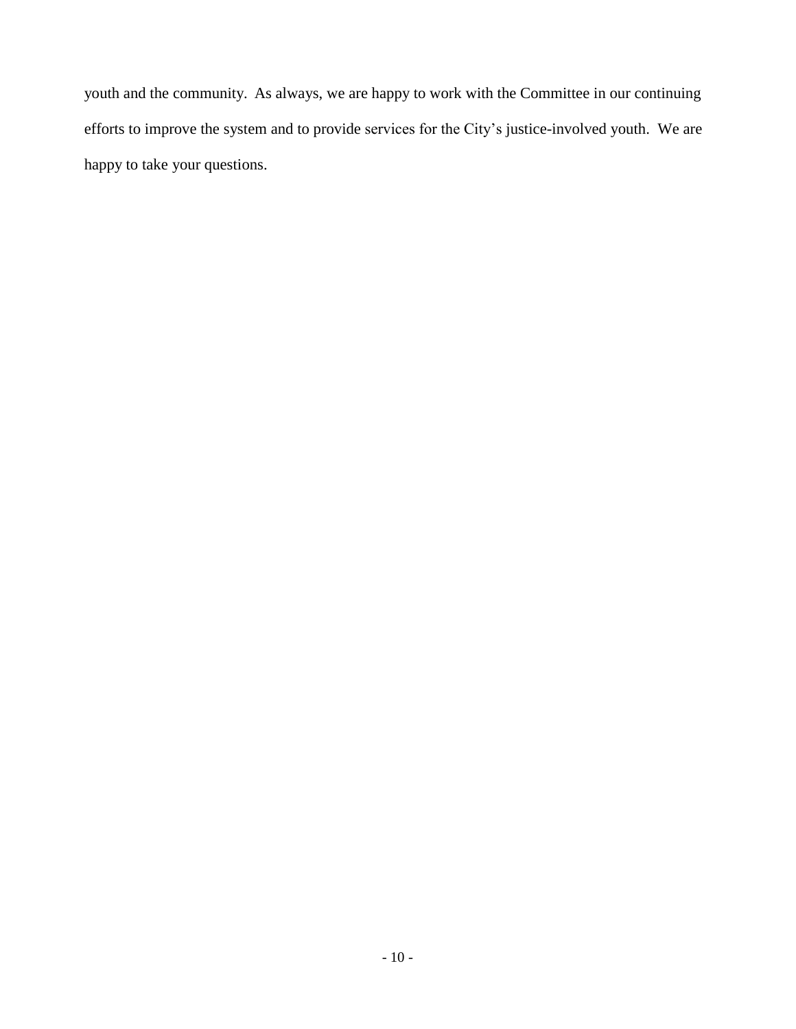youth and the community. As always, we are happy to work with the Committee in our continuing efforts to improve the system and to provide services for the City's justice-involved youth. We are happy to take your questions.